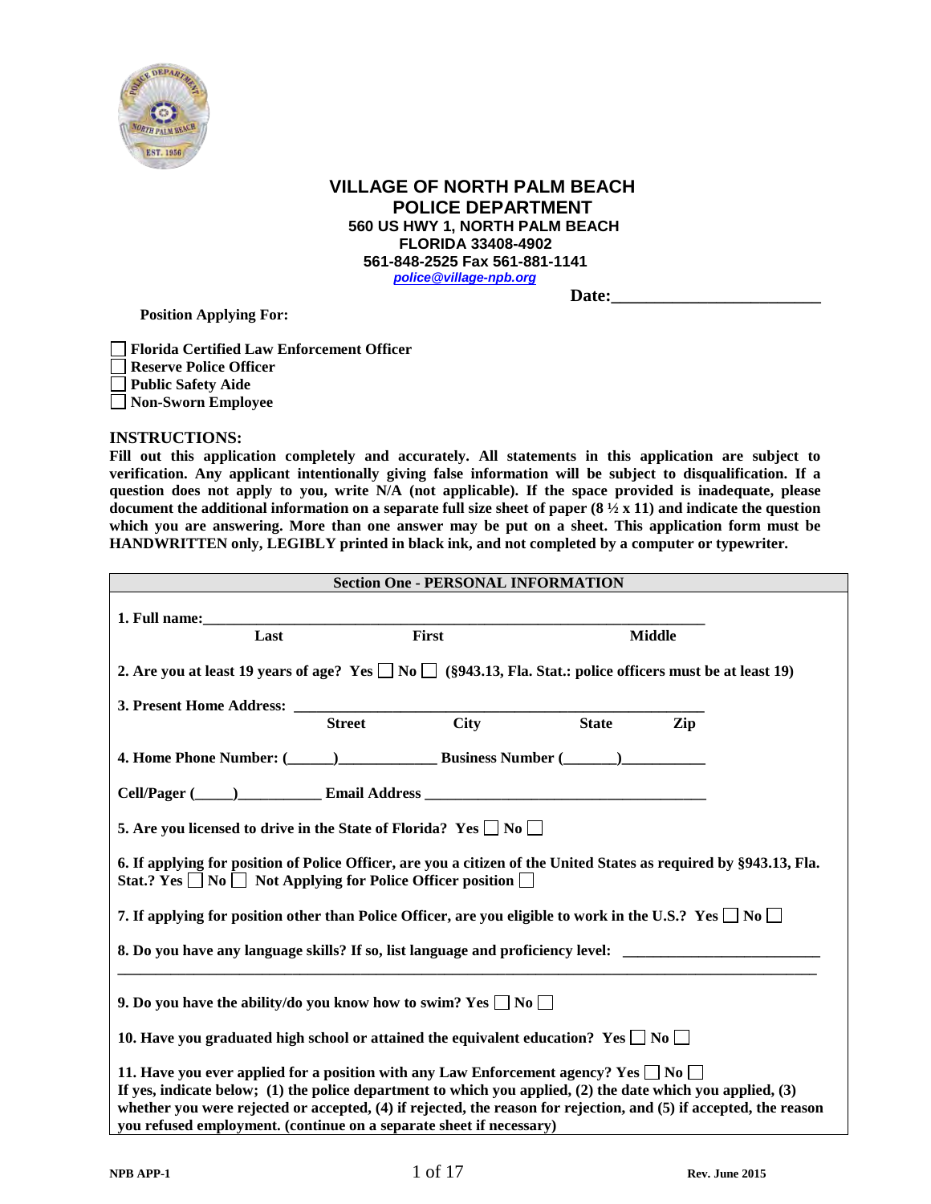# VILLAGE OF NORTH PALM BEACH
## POLICE DEPARTMENT

**560 US HWY 1, NORTH PALM BEACH**
**FLORIDA 33408-4902**
**561-848-2525 Fax 561-881-1141**
*police@village-npb.org*

**Date:________________________**

**Position Applying For:**

- ☐ **Florida Certified Law Enforcement Officer**
- ☐ **Reserve Police Officer**
- ☐ **Public Safety Aide**
- ☐ **Non-Sworn Employee**

### INSTRUCTIONS:

**Fill out this application completely and accurately. All statements in this application are subject to verification. Any applicant intentionally giving false information will be subject to disqualification. If a question does not apply to you, write N/A (not applicable). If the space provided is inadequate, please document the additional information on a separate full size sheet of paper (8 ½ x 11) and indicate the question which you are answering. More than one answer may be put on a sheet. This application form must be HANDWRITTEN only, LEGIBLY printed in black ink, and not completed by a computer or typewriter.**

### Section One - PERSONAL INFORMATION

**1. Full name:**________________________________________________________________

**Last** **First** **Middle**

**2. Are you at least 19 years of age? Yes ☐ No ☐ (§943.13, Fla. Stat.: police officers must be at least 19)**

**3. Present Home Address:** ______________________________________________________

**Street** **City** **State** **Zip**

**4. Home Phone Number: (______)____________ Business Number (_______)__________**

**Cell/Pager (_____)__________ Email Address ____________________________________**

**5. Are you licensed to drive in the State of Florida? Yes ☐ No ☐**

**6. If applying for position of Police Officer, are you a citizen of the United States as required by §943.13, Fla. Stat.? Yes ☐ No ☐ Not Applying for Police Officer position ☐**

**7. If applying for position other than Police Officer, are you eligible to work in the U.S.? Yes ☐ No ☐**

**8. Do you have any language skills? If so, list language and proficiency level:** ________________________

_____________________________________________________________________________________

**9. Do you have the ability/do you know how to swim? Yes ☐ No ☐**

**10. Have you graduated high school or attained the equivalent education? Yes ☐ No ☐**

**11. Have you ever applied for a position with any Law Enforcement agency? Yes ☐ No ☐**
**If yes, indicate below; (1) the police department to which you applied, (2) the date which you applied, (3) whether you were rejected or accepted, (4) if rejected, the reason for rejection, and (5) if accepted, the reason you refused employment. (continue on a separate sheet if necessary)**

NPB APP-1 — Rev. June 2015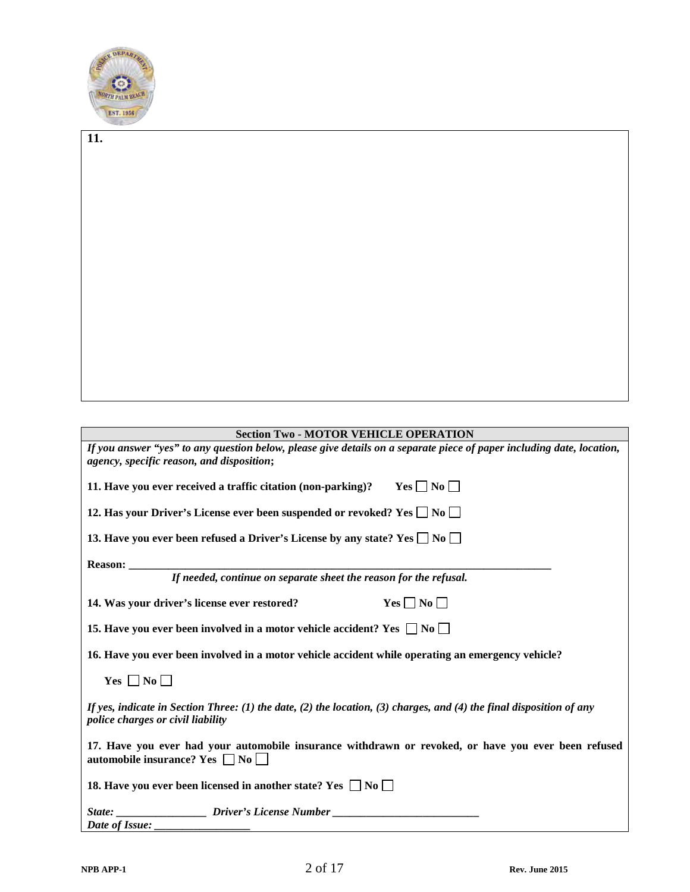**11.**

## Section Two - MOTOR VEHICLE OPERATION

***If you answer "yes" to any question below, please give details on a separate piece of paper including date, location, agency, specific reason, and disposition;***

**11. Have you ever received a traffic citation (non-parking)? Yes ☐ No ☐**

**12. Has your Driver's License ever been suspended or revoked? Yes ☐ No ☐**

**13. Have you ever been refused a Driver's License by any state? Yes ☐ No ☐**

**Reason: ___________________________________________________________________________**

***If needed, continue on separate sheet the reason for the refusal.***

**14. Was your driver's license ever restored? Yes ☐ No ☐**

**15. Have you ever been involved in a motor vehicle accident? Yes ☐ No ☐**

**16. Have you ever been involved in a motor vehicle accident while operating an emergency vehicle?**

**Yes ☐ No ☐**

*If yes, indicate in Section Three: (1) the date, (2) the location, (3) charges, and (4) the final disposition of any police charges or civil liability*

**17. Have you ever had your automobile insurance withdrawn or revoked, or have you ever been refused automobile insurance? Yes ☐ No ☐**

**18. Have you ever been licensed in another state? Yes ☐ No ☐**

***State: ________________ Driver's License Number ___________________________***
***Date of Issue: _________________***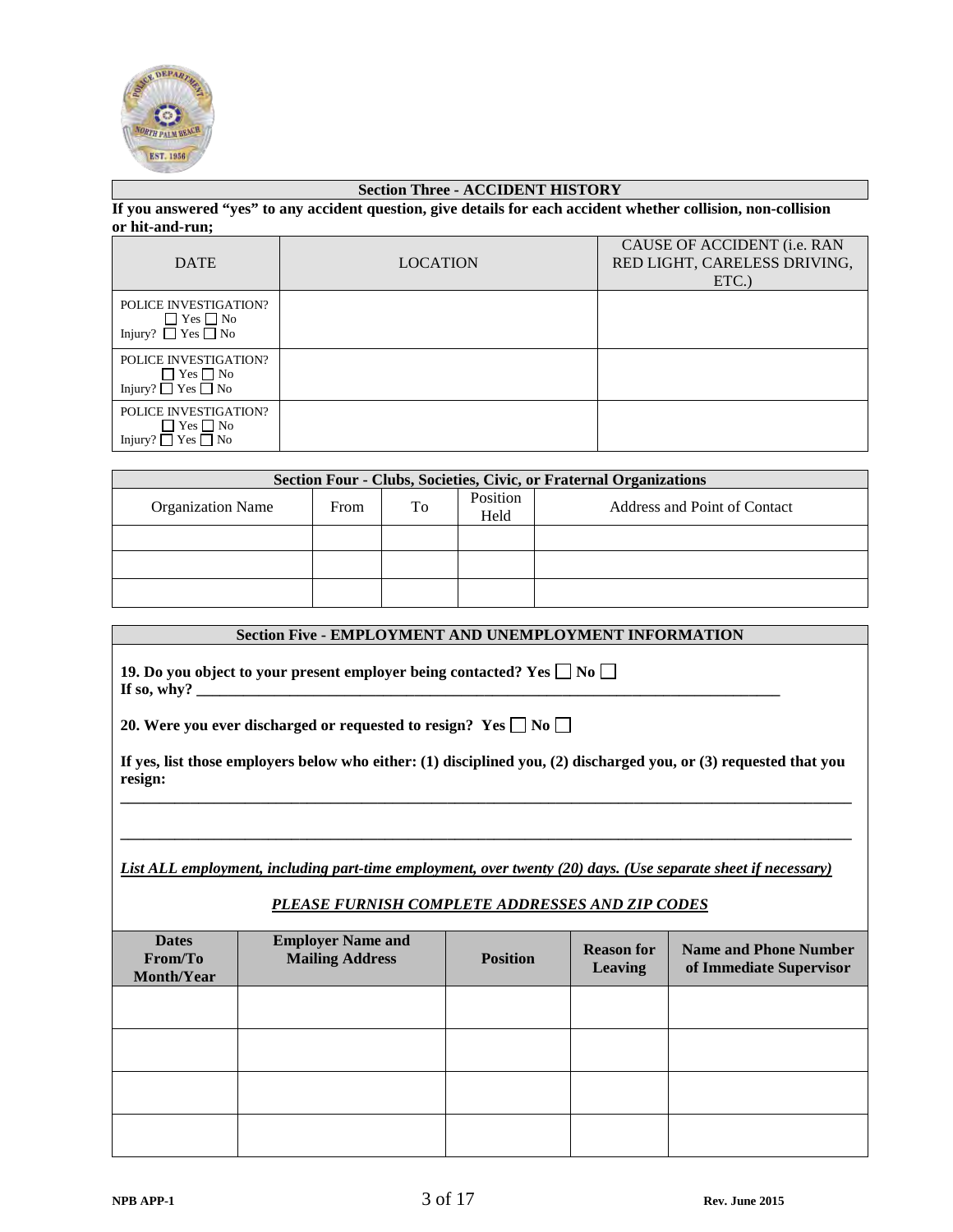## Section Three - ACCIDENT HISTORY

**If you answered "yes" to any accident question, give details for each accident whether collision, non-collision or hit-and-run;**

| DATE | LOCATION | CAUSE OF ACCIDENT (i.e. RAN RED LIGHT, CARELESS DRIVING, ETC.) |
|---|---|---|
| POLICE INVESTIGATION? ☐ Yes ☐ No Injury? ☐ Yes ☐ No | | |
| POLICE INVESTIGATION? ☐ Yes ☐ No Injury? ☐ Yes ☐ No | | |
| POLICE INVESTIGATION? ☐ Yes ☐ No Injury? ☐ Yes ☐ No | | |

## Section Four - Clubs, Societies, Civic, or Fraternal Organizations

| Organization Name | From | To | Position Held | Address and Point of Contact |
|---|---|---|---|---|
| | | | | |
| | | | | |
| | | | | |

## Section Five - EMPLOYMENT AND UNEMPLOYMENT INFORMATION

**19. Do you object to your present employer being contacted? Yes ☐ No ☐**
**If so, why? ______________________________________________________________________________**

**20. Were you ever discharged or requested to resign? Yes ☐ No ☐**

**If yes, list those employers below who either: (1) disciplined you, (2) discharged you, or (3) requested that you resign:**

______________________________________________________________________________________________

______________________________________________________________________________________________

***List ALL employment, including part-time employment, over twenty (20) days. (Use separate sheet if necessary)***

***PLEASE FURNISH COMPLETE ADDRESSES AND ZIP CODES***

| Dates From/To Month/Year | Employer Name and Mailing Address | Position | Reason for Leaving | Name and Phone Number of Immediate Supervisor |
|---|---|---|---|---|
| | | | | |
| | | | | |
| | | | | |
| | | | | |

NPB APP-1 Rev. June 2015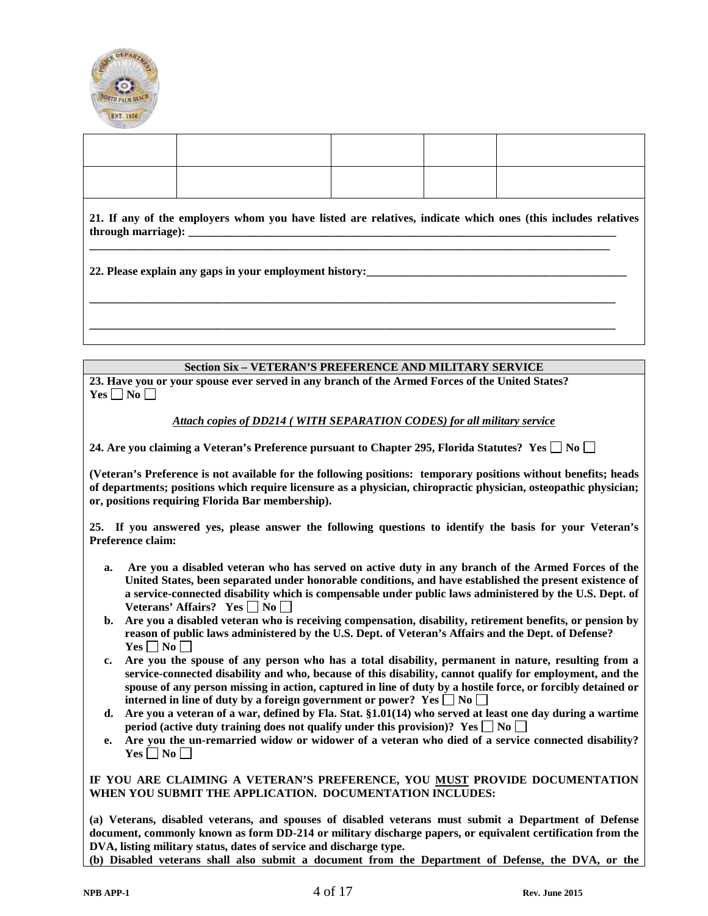| | | | | |
|---|---|---|---|---|
| | | | | |
| | | | | |

**21. If any of the employers whom you have listed are relatives, indicate which ones (this includes relatives through marriage): ______________________________________________________________________________**

**______________________________________________________________________________**

**22. Please explain any gaps in your employment history:______________________________________________**

**______________________________________________________________________________**

**______________________________________________________________________________**

## Section Six – VETERAN'S PREFERENCE AND MILITARY SERVICE

**23. Have you or your spouse ever served in any branch of the Armed Forces of the United States?**
**Yes ☐ No ☐**

***Attach copies of DD214 ( WITH SEPARATION CODES) for all military service***

**24. Are you claiming a Veteran's Preference pursuant to Chapter 295, Florida Statutes? Yes ☐ No ☐**

**(Veteran's Preference is not available for the following positions: temporary positions without benefits; heads of departments; positions which require licensure as a physician, chiropractic physician, osteopathic physician; or, positions requiring Florida Bar membership).**

**25. If you answered yes, please answer the following questions to identify the basis for your Veteran's Preference claim:**

- **a. Are you a disabled veteran who has served on active duty in any branch of the Armed Forces of the United States, been separated under honorable conditions, and have established the present existence of a service-connected disability which is compensable under public laws administered by the U.S. Dept. of Veterans' Affairs? Yes ☐ No ☐**
- **b. Are you a disabled veteran who is receiving compensation, disability, retirement benefits, or pension by reason of public laws administered by the U.S. Dept. of Veteran's Affairs and the Dept. of Defense? Yes ☐ No ☐**
- **c. Are you the spouse of any person who has a total disability, permanent in nature, resulting from a service-connected disability and who, because of this disability, cannot qualify for employment, and the spouse of any person missing in action, captured in line of duty by a hostile force, or forcibly detained or interned in line of duty by a foreign government or power? Yes ☐ No ☐**
- **d. Are you a veteran of a war, defined by Fla. Stat. §1.01(14) who served at least one day during a wartime period (active duty training does not qualify under this provision)? Yes ☐ No ☐**
- **e. Are you the un-remarried widow or widower of a veteran who died of a service connected disability? Yes ☐ No ☐**

**IF YOU ARE CLAIMING A VETERAN'S PREFERENCE, YOU <u>MUST</u> PROVIDE DOCUMENTATION WHEN YOU SUBMIT THE APPLICATION. DOCUMENTATION INCLUDES:**

**(a) Veterans, disabled veterans, and spouses of disabled veterans must submit a Department of Defense document, commonly known as form DD-214 or military discharge papers, or equivalent certification from the DVA, listing military status, dates of service and discharge type.**
**(b) Disabled veterans shall also submit a document from the Department of Defense, the DVA, or the**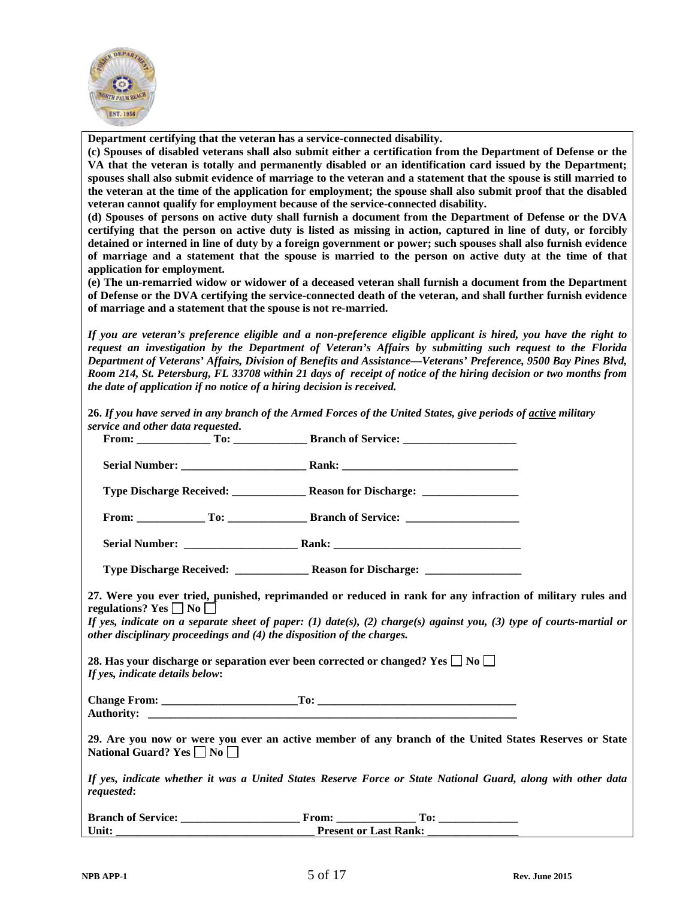**Department certifying that the veteran has a service-connected disability.**

**(c) Spouses of disabled veterans shall also submit either a certification from the Department of Defense or the VA that the veteran is totally and permanently disabled or an identification card issued by the Department; spouses shall also submit evidence of marriage to the veteran and a statement that the spouse is still married to the veteran at the time of the application for employment; the spouse shall also submit proof that the disabled veteran cannot qualify for employment because of the service-connected disability.**

**(d) Spouses of persons on active duty shall furnish a document from the Department of Defense or the DVA certifying that the person on active duty is listed as missing in action, captured in line of duty, or forcibly detained or interned in line of duty by a foreign government or power; such spouses shall also furnish evidence of marriage and a statement that the spouse is married to the person on active duty at the time of that application for employment.**

**(e) The un-remarried widow or widower of a deceased veteran shall furnish a document from the Department of Defense or the DVA certifying the service-connected death of the veteran, and shall further furnish evidence of marriage and a statement that the spouse is not re-married.**

***If you are veteran's preference eligible and a non-preference eligible applicant is hired, you have the right to request an investigation by the Department of Veteran's Affairs by submitting such request to the Florida Department of Veterans' Affairs, Division of Benefits and Assistance—Veterans' Preference, 9500 Bay Pines Blvd, Room 214, St. Petersburg, FL 33708 within 21 days of receipt of notice of the hiring decision or two months from the date of application if no notice of a hiring decision is received.***

**26.** ***If you have served in any branch of the Armed Forces of the United States, give periods of active military service and other data requested*.**

**From: _____________ To: _____________ Branch of Service: ____________________**

**Serial Number: ______________________ Rank: _______________________________**

**Type Discharge Received: _____________ Reason for Discharge: _________________**

**From: ____________ To: ______________ Branch of Service: ____________________**

**Serial Number: ____________________ Rank: _________________________________**

**Type Discharge Received: _____________ Reason for Discharge: _________________**

**27. Were you ever tried, punished, reprimanded or reduced in rank for any infraction of military rules and regulations? Yes ☐ No ☐**

***If yes, indicate on a separate sheet of paper: (1) date(s), (2) charge(s) against you, (3) type of courts-martial or other disciplinary proceedings and (4) the disposition of the charges.***

**28. Has your discharge or separation ever been corrected or changed? Yes ☐ No ☐**

***If yes, indicate details below*:**

**Change From: ________________________To: __________________________________**

**Authority: ____________________________________________________________________**

**29. Are you now or were you ever an active member of any branch of the United States Reserves or State National Guard? Yes ☐ No ☐**

***If yes, indicate whether it was a United States Reserve Force or State National Guard, along with other data requested*:**

**Branch of Service: _____________________ From: ______________ To: ______________**

**Unit: ___________________________________ Present or Last Rank: ________________**

**NPB APP-1** **Rev. June 2015**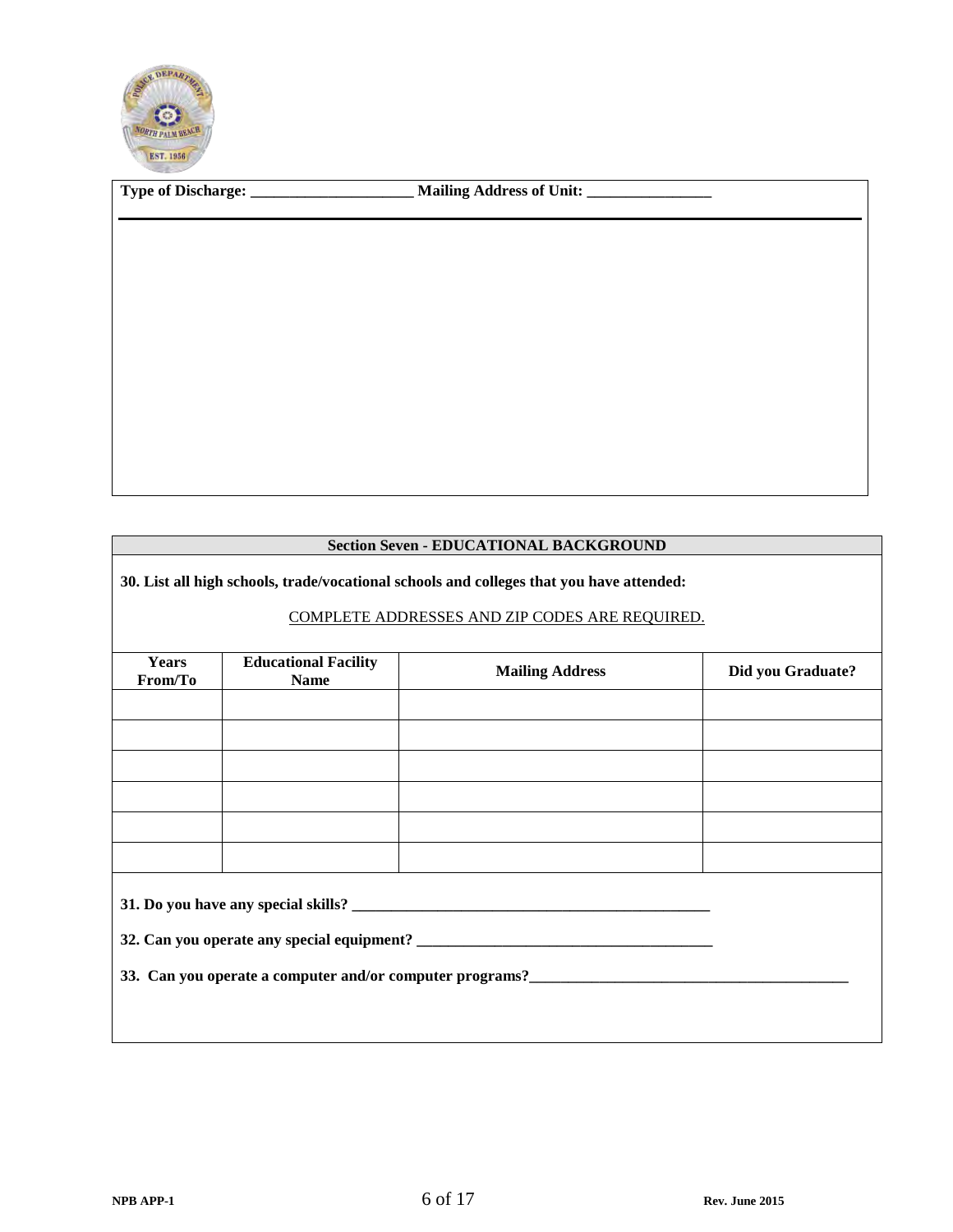**Type of Discharge: _____________________ Mailing Address of Unit: ________________**

## Section Seven - EDUCATIONAL BACKGROUND

**30. List all high schools, trade/vocational schools and colleges that you have attended:**

COMPLETE ADDRESSES AND ZIP CODES ARE REQUIRED.

| Years From/To | Educational Facility Name | Mailing Address | Did you Graduate? |
|---|---|---|---|
| | | | |
| | | | |
| | | | |
| | | | |
| | | | |
| | | | |

**31. Do you have any special skills? ________________________________________________**

**32. Can you operate any special equipment? ______________________________________**

**33. Can you operate a computer and/or computer programs?_________________________________________**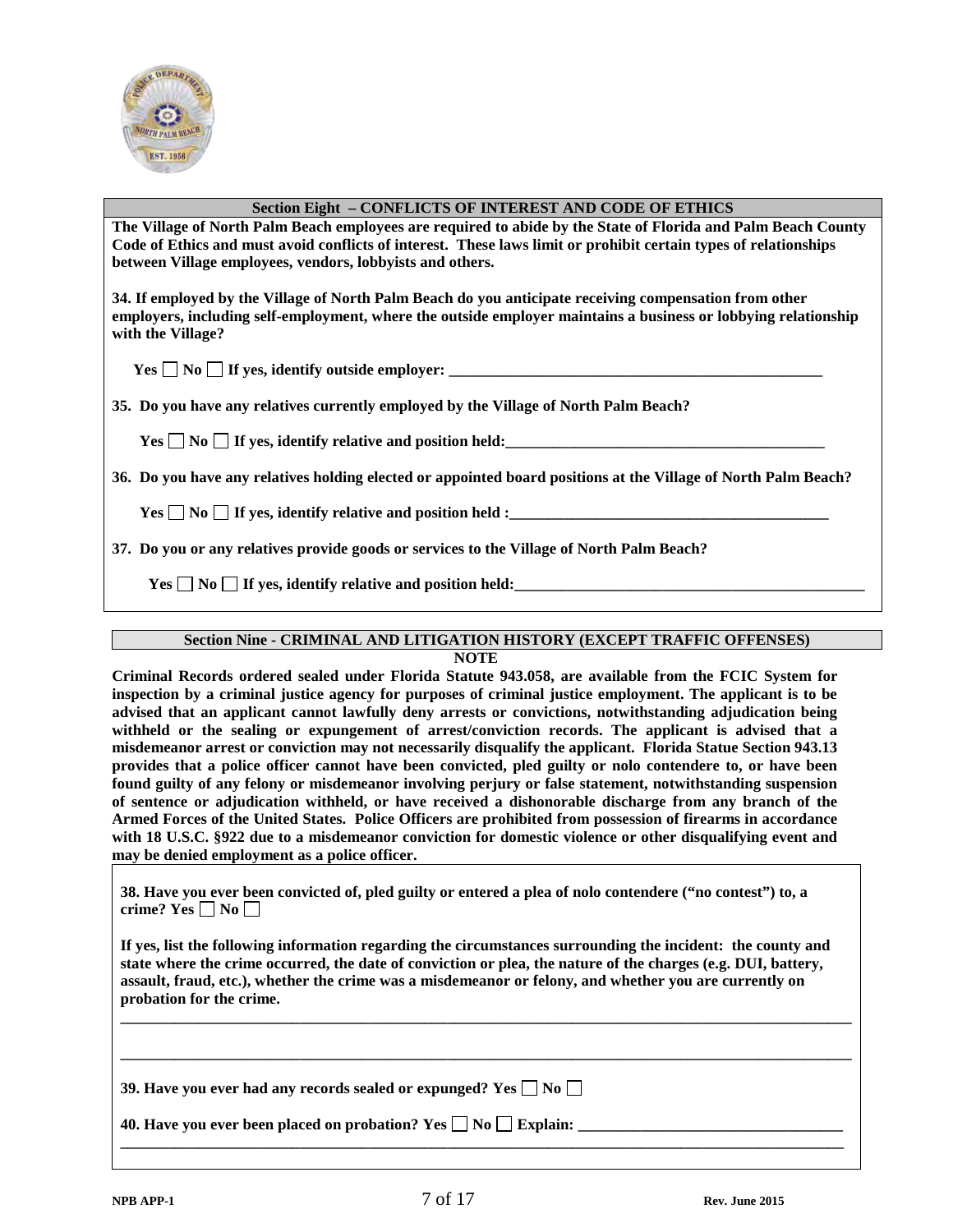## Section Eight – CONFLICTS OF INTEREST AND CODE OF ETHICS

**The Village of North Palm Beach employees are required to abide by the State of Florida and Palm Beach County Code of Ethics and must avoid conflicts of interest. These laws limit or prohibit certain types of relationships between Village employees, vendors, lobbyists and others.**

**34. If employed by the Village of North Palm Beach do you anticipate receiving compensation from other employers, including self-employment, where the outside employer maintains a business or lobbying relationship with the Village?**

**Yes ☐ No ☐ If yes, identify outside employer: \_\_\_\_\_\_\_\_\_\_\_\_\_\_\_\_\_\_\_\_\_\_\_\_\_\_\_\_\_\_\_\_\_\_\_\_\_\_\_\_\_\_\_\_\_\_\_\_**

**35. Do you have any relatives currently employed by the Village of North Palm Beach?**

**Yes ☐ No ☐ If yes, identify relative and position held: \_\_\_\_\_\_\_\_\_\_\_\_\_\_\_\_\_\_\_\_\_\_\_\_\_\_\_\_\_\_\_\_\_\_\_\_\_\_\_\_\_\_**

**36. Do you have any relatives holding elected or appointed board positions at the Village of North Palm Beach?**

**Yes ☐ No ☐ If yes, identify relative and position held : \_\_\_\_\_\_\_\_\_\_\_\_\_\_\_\_\_\_\_\_\_\_\_\_\_\_\_\_\_\_\_\_\_\_\_\_\_\_\_\_\_\_**

**37. Do you or any relatives provide goods or services to the Village of North Palm Beach?**

**Yes ☐ No ☐ If yes, identify relative and position held: \_\_\_\_\_\_\_\_\_\_\_\_\_\_\_\_\_\_\_\_\_\_\_\_\_\_\_\_\_\_\_\_\_\_\_\_\_\_\_\_\_\_\_\_\_\_**

## Section Nine - CRIMINAL AND LITIGATION HISTORY (EXCEPT TRAFFIC OFFENSES)

**NOTE**

**Criminal Records ordered sealed under Florida Statute 943.058, are available from the FCIC System for inspection by a criminal justice agency for purposes of criminal justice employment. The applicant is to be advised that an applicant cannot lawfully deny arrests or convictions, notwithstanding adjudication being withheld or the sealing or expungement of arrest/conviction records. The applicant is advised that a misdemeanor arrest or conviction may not necessarily disqualify the applicant. Florida Statue Section 943.13 provides that a police officer cannot have been convicted, pled guilty or nolo contendere to, or have been found guilty of any felony or misdemeanor involving perjury or false statement, notwithstanding suspension of sentence or adjudication withheld, or have received a dishonorable discharge from any branch of the Armed Forces of the United States. Police Officers are prohibited from possession of firearms in accordance with 18 U.S.C. §922 due to a misdemeanor conviction for domestic violence or other disqualifying event and may be denied employment as a police officer.**

**38. Have you ever been convicted of, pled guilty or entered a plea of nolo contendere ("no contest") to, a crime? Yes ☐ No ☐**

**If yes, list the following information regarding the circumstances surrounding the incident: the county and state where the crime occurred, the date of conviction or plea, the nature of the charges (e.g. DUI, battery, assault, fraud, etc.), whether the crime was a misdemeanor or felony, and whether you are currently on probation for the crime.**

\_\_\_\_\_\_\_\_\_\_\_\_\_\_\_\_\_\_\_\_\_\_\_\_\_\_\_\_\_\_\_\_\_\_\_\_\_\_\_\_\_\_\_\_\_\_\_\_\_\_\_\_\_\_\_\_\_\_\_\_\_\_\_\_\_\_\_\_\_\_\_\_\_\_\_\_\_\_\_\_\_\_\_\_\_\_\_\_

\_\_\_\_\_\_\_\_\_\_\_\_\_\_\_\_\_\_\_\_\_\_\_\_\_\_\_\_\_\_\_\_\_\_\_\_\_\_\_\_\_\_\_\_\_\_\_\_\_\_\_\_\_\_\_\_\_\_\_\_\_\_\_\_\_\_\_\_\_\_\_\_\_\_\_\_\_\_\_\_\_\_\_\_\_\_\_\_

**39. Have you ever had any records sealed or expunged? Yes ☐ No ☐**

**40. Have you ever been placed on probation? Yes ☐ No ☐ Explain: \_\_\_\_\_\_\_\_\_\_\_\_\_\_\_\_\_\_\_\_\_\_\_\_\_\_\_\_\_\_\_\_\_\_\_\_**

\_\_\_\_\_\_\_\_\_\_\_\_\_\_\_\_\_\_\_\_\_\_\_\_\_\_\_\_\_\_\_\_\_\_\_\_\_\_\_\_\_\_\_\_\_\_\_\_\_\_\_\_\_\_\_\_\_\_\_\_\_\_\_\_\_\_\_\_\_\_\_\_\_\_\_\_\_\_\_\_\_\_\_\_\_\_\_\_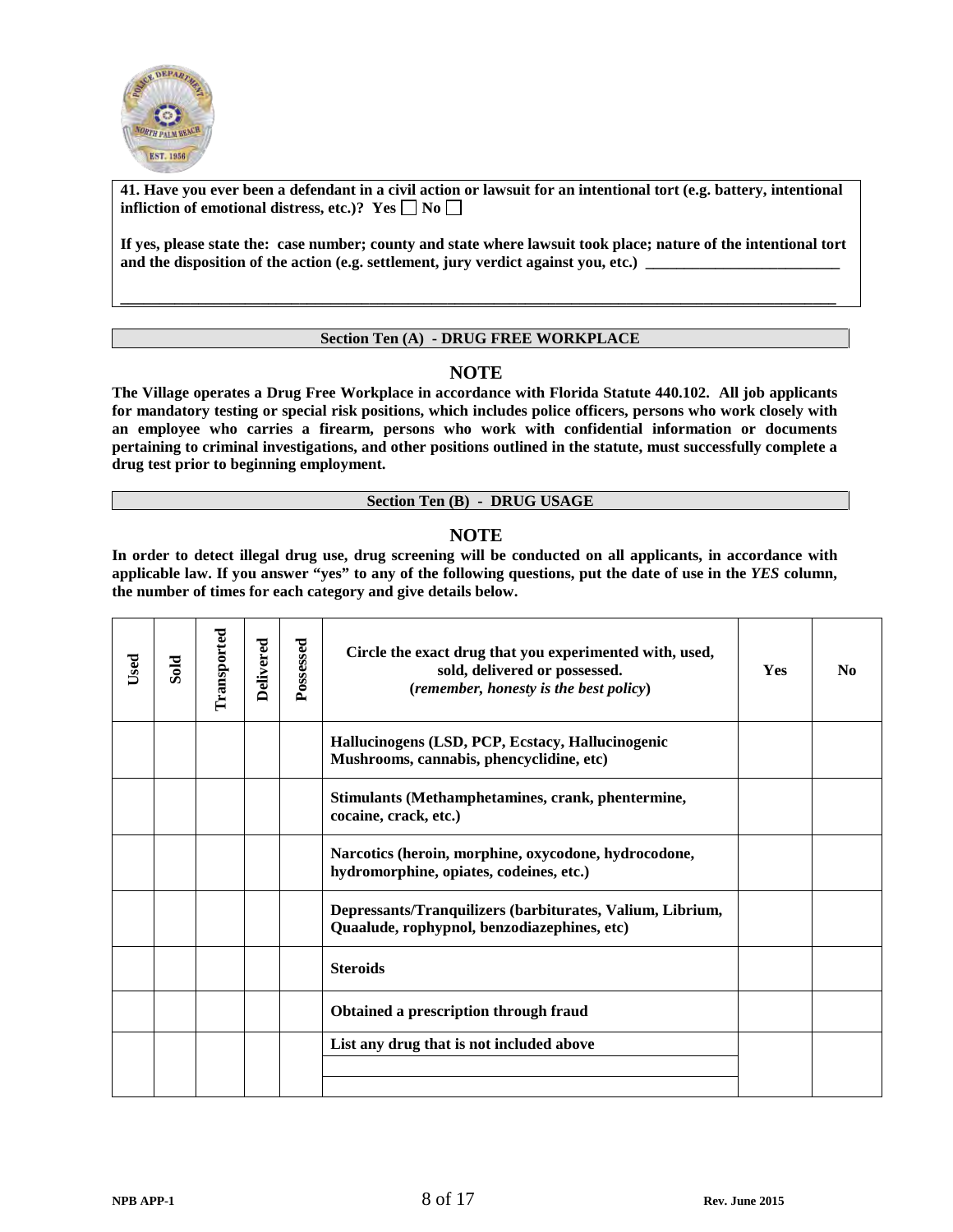**41. Have you ever been a defendant in a civil action or lawsuit for an intentional tort (e.g. battery, intentional infliction of emotional distress, etc.)? Yes ☐ No ☐**

**If yes, please state the: case number; county and state where lawsuit took place; nature of the intentional tort and the disposition of the action (e.g. settlement, jury verdict against you, etc.) \_\_\_\_\_\_\_\_\_\_\_\_\_\_\_\_\_\_\_\_\_\_\_\_\_\_**

**\_\_\_\_\_\_\_\_\_\_\_\_\_\_\_\_\_\_\_\_\_\_\_\_\_\_\_\_\_\_\_\_\_\_\_\_\_\_\_\_\_\_\_\_\_\_\_\_\_\_\_\_\_\_\_\_\_\_\_\_\_\_\_\_\_\_\_\_\_\_\_\_\_\_\_\_\_\_\_\_\_\_\_\_\_\_\_\_\_\_\_\_**

## Section Ten (A) - DRUG FREE WORKPLACE

### NOTE

**The Village operates a Drug Free Workplace in accordance with Florida Statute 440.102. All job applicants for mandatory testing or special risk positions, which includes police officers, persons who work closely with an employee who carries a firearm, persons who work with confidential information or documents pertaining to criminal investigations, and other positions outlined in the statute, must successfully complete a drug test prior to beginning employment.**

## Section Ten (B) - DRUG USAGE

### NOTE

**In order to detect illegal drug use, drug screening will be conducted on all applicants, in accordance with applicable law. If you answer "yes" to any of the following questions, put the date of use in the *YES* column, the number of times for each category and give details below.**

| Used | Sold | Transported | Delivered | Possessed | Circle the exact drug that you experimented with, used, sold, delivered or possessed. (*remember, honesty is the best policy*) | Yes | No |
|---|---|---|---|---|---|---|---|
| | | | | | Hallucinogens (LSD, PCP, Ecstacy, Hallucinogenic Mushrooms, cannabis, phencyclidine, etc) | | |
| | | | | | Stimulants (Methamphetamines, crank, phentermine, cocaine, crack, etc.) | | |
| | | | | | Narcotics (heroin, morphine, oxycodone, hydrocodone, hydromorphine, opiates, codeines, etc.) | | |
| | | | | | Depressants/Tranquilizers (barbiturates, Valium, Librium, Quaalude, rophypnol, benzodiazephines, etc) | | |
| | | | | | Steroids | | |
| | | | | | Obtained a prescription through fraud | | |
| | | | | | List any drug that is not included above | | |
| | | | | | | | |
| | | | | | | | |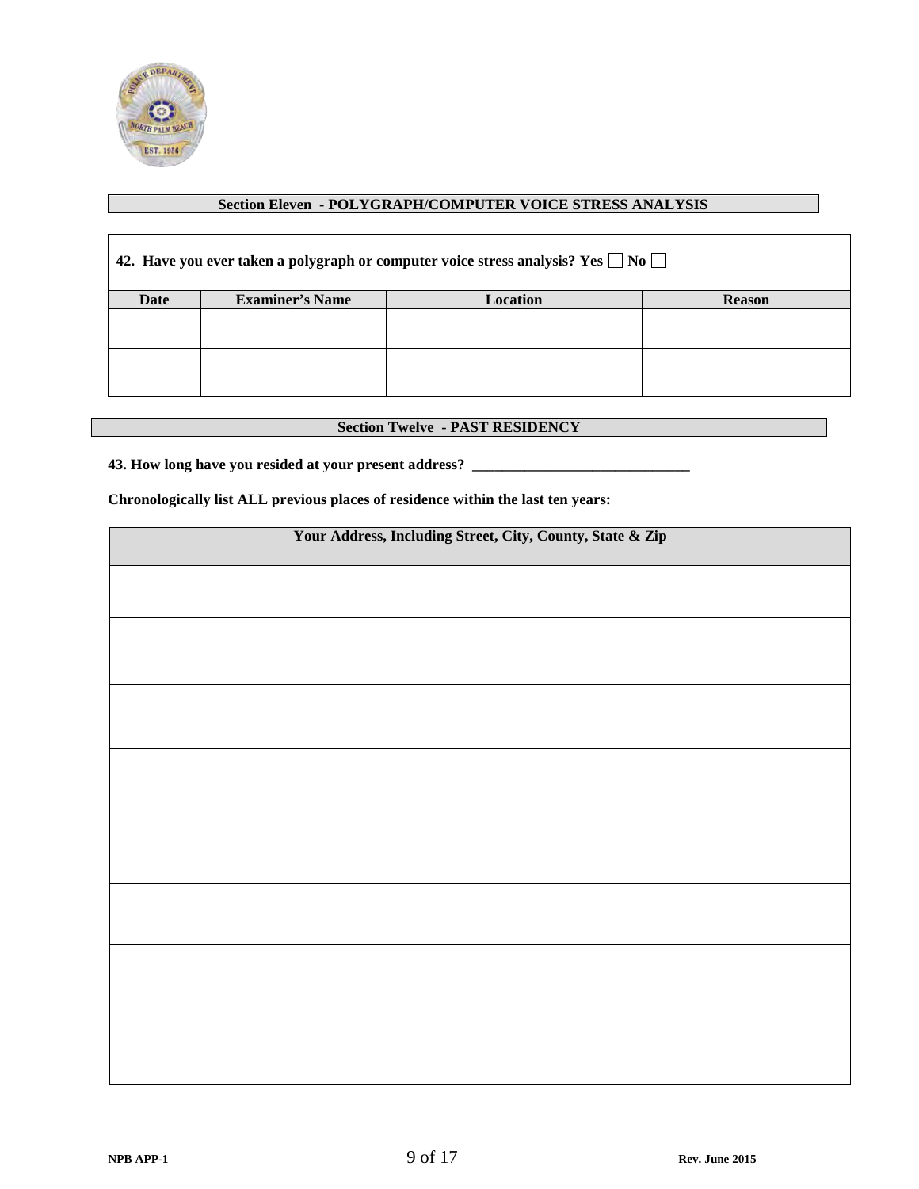## Section Eleven - POLYGRAPH/COMPUTER VOICE STRESS ANALYSIS

**42. Have you ever taken a polygraph or computer voice stress analysis? Yes ☐ No ☐**

| Date | Examiner's Name | Location | Reason |
|---|---|---|---|
| | | | |
| | | | |

## Section Twelve - PAST RESIDENCY

**43. How long have you resided at your present address? ______________________________**

**Chronologically list ALL previous places of residence within the last ten years:**

| Your Address, Including Street, City, County, State & Zip |
|---|
| |
| |
| |
| |
| |
| |
| |
| |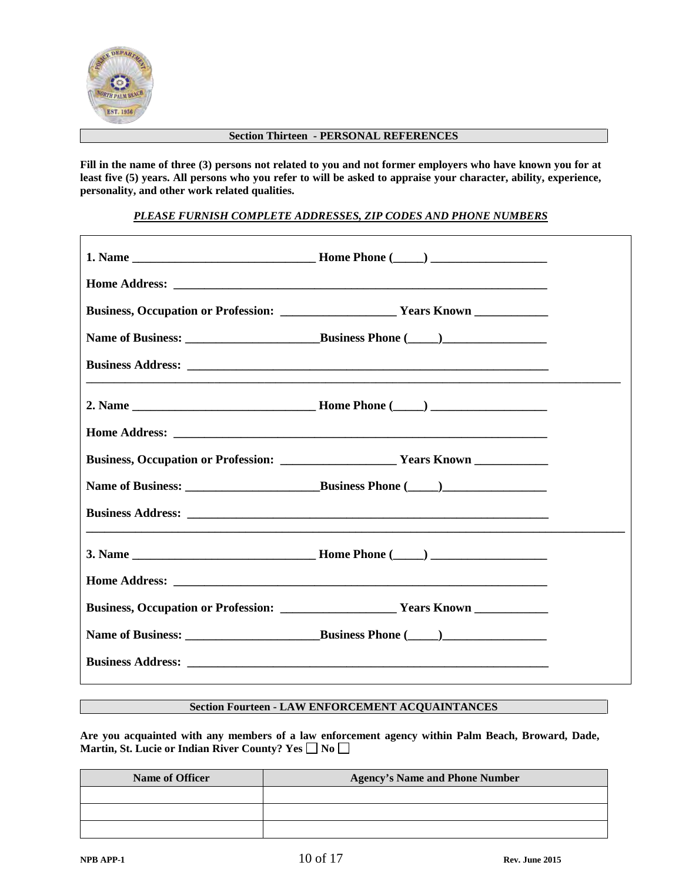## Section Thirteen - PERSONAL REFERENCES

**Fill in the name of three (3) persons not related to you and not former employers who have known you for at least five (5) years. All persons who you refer to will be asked to appraise your character, ability, experience, personality, and other work related qualities.**

***PLEASE FURNISH COMPLETE ADDRESSES, ZIP CODES AND PHONE NUMBERS***

**1. Name ______________________________ Home Phone (_____) ___________________**

**Home Address: ______________________________________________________________**

**Business, Occupation or Profession: ___________________ Years Known ____________**

**Name of Business: ______________________Business Phone (_____)_________________**

**Business Address: ____________________________________________________________**

---

**2. Name ______________________________ Home Phone (_____) ___________________**

**Home Address: ______________________________________________________________**

**Business, Occupation or Profession: ___________________ Years Known ____________**

**Name of Business: ______________________Business Phone (_____)_________________**

**Business Address: ____________________________________________________________**

---

**3. Name ______________________________ Home Phone (_____) ___________________**

**Home Address: ______________________________________________________________**

**Business, Occupation or Profession: ___________________ Years Known ____________**

**Name of Business: ______________________Business Phone (_____)_________________**

**Business Address: ____________________________________________________________**

## Section Fourteen - LAW ENFORCEMENT ACQUAINTANCES

**Are you acquainted with any members of a law enforcement agency within Palm Beach, Broward, Dade, Martin, St. Lucie or Indian River County? Yes ☐ No ☐**

| Name of Officer | Agency's Name and Phone Number |
| --- | --- |
| | |
| | |
| | |

NPB APP-1 Rev. June 2015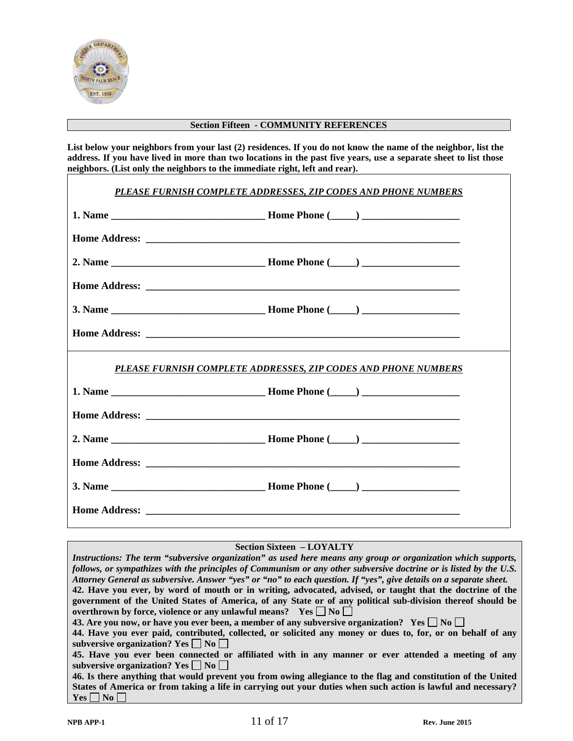## Section Fifteen - COMMUNITY REFERENCES

**List below your neighbors from your last (2) residences. If you do not know the name of the neighbor, list the address. If you have lived in more than two locations in the past five years, use a separate sheet to list those neighbors. (List only the neighbors to the immediate right, left and rear).**

***PLEASE FURNISH COMPLETE ADDRESSES, ZIP CODES AND PHONE NUMBERS***

**1. Name** ______________________________ **Home Phone (_____)** ___________________

**Home Address:** _______________________________________________________________

**2. Name** ______________________________ **Home Phone (_____)** ___________________

**Home Address:** _______________________________________________________________

**3. Name** ______________________________ **Home Phone (_____)** ___________________

**Home Address:** _______________________________________________________________

***PLEASE FURNISH COMPLETE ADDRESSES, ZIP CODES AND PHONE NUMBERS***

**1. Name** ______________________________ **Home Phone (_____)** ___________________

**Home Address:** _______________________________________________________________

**2. Name** ______________________________ **Home Phone (_____)** ___________________

**Home Address:** _______________________________________________________________

**3. Name** ______________________________ **Home Phone (_____)** ___________________

**Home Address:** _______________________________________________________________

## Section Sixteen – LOYALTY

***Instructions: The term "subversive organization" as used here means any group or organization which supports, follows, or sympathizes with the principles of Communism or any other subversive doctrine or is listed by the U.S. Attorney General as subversive. Answer "yes" or "no" to each question. If "yes", give details on a separate sheet.***

**42. Have you ever, by word of mouth or in writing, advocated, advised, or taught that the doctrine of the government of the United States of America, of any State or of any political sub-division thereof should be overthrown by force, violence or any unlawful means? Yes ☐ No ☐**

**43. Are you now, or have you ever been, a member of any subversive organization? Yes ☐ No ☐**

**44. Have you ever paid, contributed, collected, or solicited any money or dues to, for, or on behalf of any subversive organization? Yes ☐ No ☐**

**45. Have you ever been connected or affiliated with in any manner or ever attended a meeting of any subversive organization? Yes ☐ No ☐**

**46. Is there anything that would prevent you from owing allegiance to the flag and constitution of the United States of America or from taking a life in carrying out your duties when such action is lawful and necessary? Yes ☐ No ☐**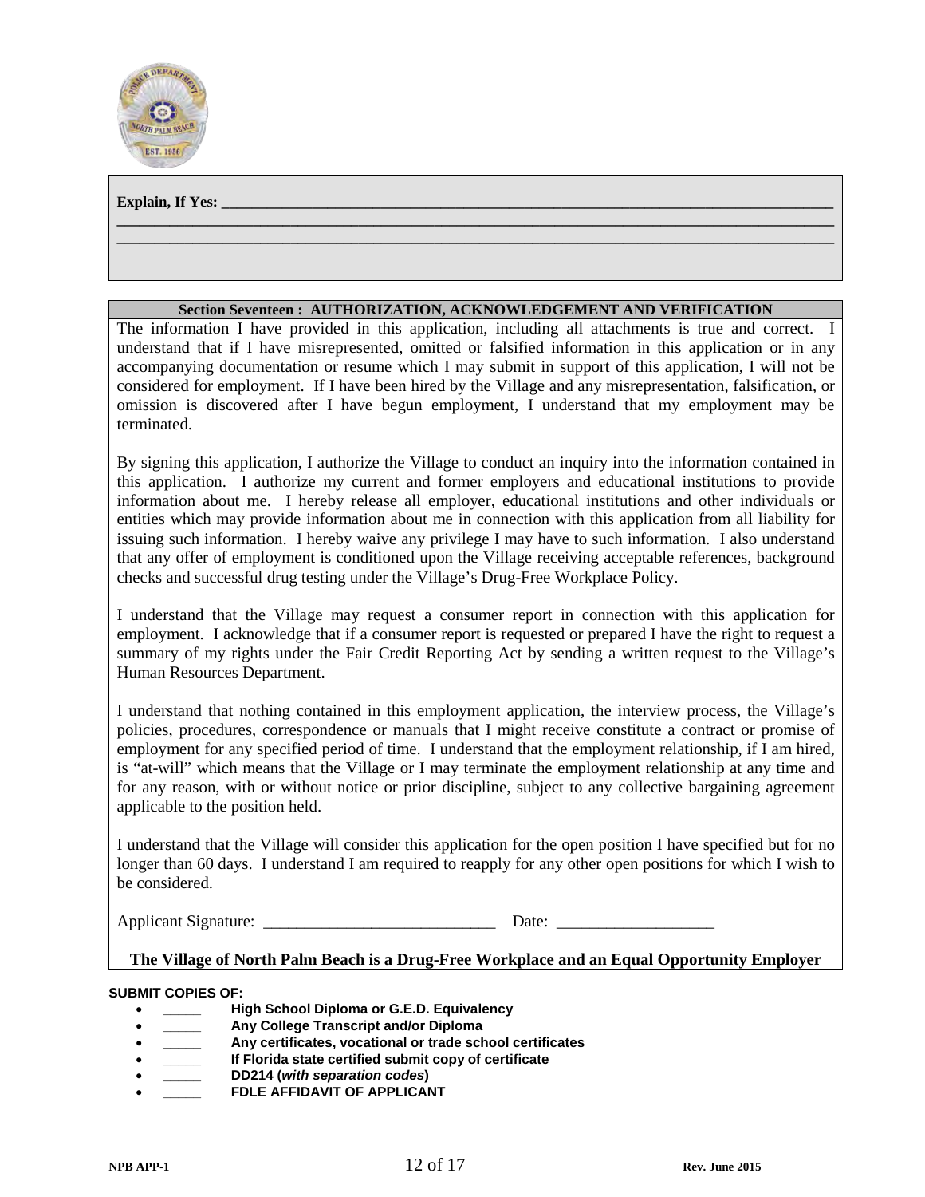**Explain, If Yes:** ____________________________________________________________________________
______________________________________________________________________________________________
______________________________________________________________________________________________

**Section Seventeen : AUTHORIZATION, ACKNOWLEDGEMENT AND VERIFICATION**

The information I have provided in this application, including all attachments is true and correct. I understand that if I have misrepresented, omitted or falsified information in this application or in any accompanying documentation or resume which I may submit in support of this application, I will not be considered for employment. If I have been hired by the Village and any misrepresentation, falsification, or omission is discovered after I have begun employment, I understand that my employment may be terminated.

By signing this application, I authorize the Village to conduct an inquiry into the information contained in this application. I authorize my current and former employers and educational institutions to provide information about me. I hereby release all employer, educational institutions and other individuals or entities which may provide information about me in connection with this application from all liability for issuing such information. I hereby waive any privilege I may have to such information. I also understand that any offer of employment is conditioned upon the Village receiving acceptable references, background checks and successful drug testing under the Village's Drug-Free Workplace Policy.

I understand that the Village may request a consumer report in connection with this application for employment. I acknowledge that if a consumer report is requested or prepared I have the right to request a summary of my rights under the Fair Credit Reporting Act by sending a written request to the Village's Human Resources Department.

I understand that nothing contained in this employment application, the interview process, the Village's policies, procedures, correspondence or manuals that I might receive constitute a contract or promise of employment for any specified period of time. I understand that the employment relationship, if I am hired, is "at-will" which means that the Village or I may terminate the employment relationship at any time and for any reason, with or without notice or prior discipline, subject to any collective bargaining agreement applicable to the position held.

I understand that the Village will consider this application for the open position I have specified but for no longer than 60 days. I understand I am required to reapply for any other open positions for which I wish to be considered.

Applicant Signature: ____________________________ Date: ___________________

**The Village of North Palm Beach is a Drug-Free Workplace and an Equal Opportunity Employer**

**SUBMIT COPIES OF:**

- _____ **High School Diploma or G.E.D. Equivalency**
- _____ **Any College Transcript and/or Diploma**
- _____ **Any certificates, vocational or trade school certificates**
- _____ **If Florida state certified submit copy of certificate**
- _____ **DD214 (*with separation codes*)**
- _____ **FDLE AFFIDAVIT OF APPLICANT**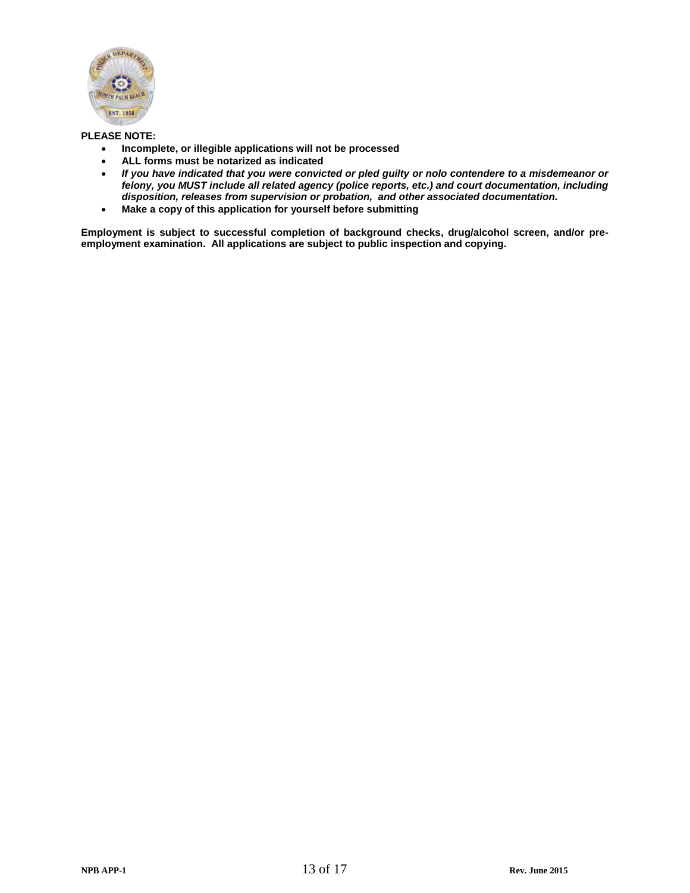**PLEASE NOTE:**

- **Incomplete, or illegible applications will not be processed**
- **ALL forms must be notarized as indicated**
- ***If you have indicated that you were convicted or pled guilty or nolo contendere to a misdemeanor or felony, you MUST include all related agency (police reports, etc.) and court documentation, including disposition, releases from supervision or probation, and other associated documentation.***
- **Make a copy of this application for yourself before submitting**

**Employment is subject to successful completion of background checks, drug/alcohol screen, and/or pre-employment examination. All applications are subject to public inspection and copying.**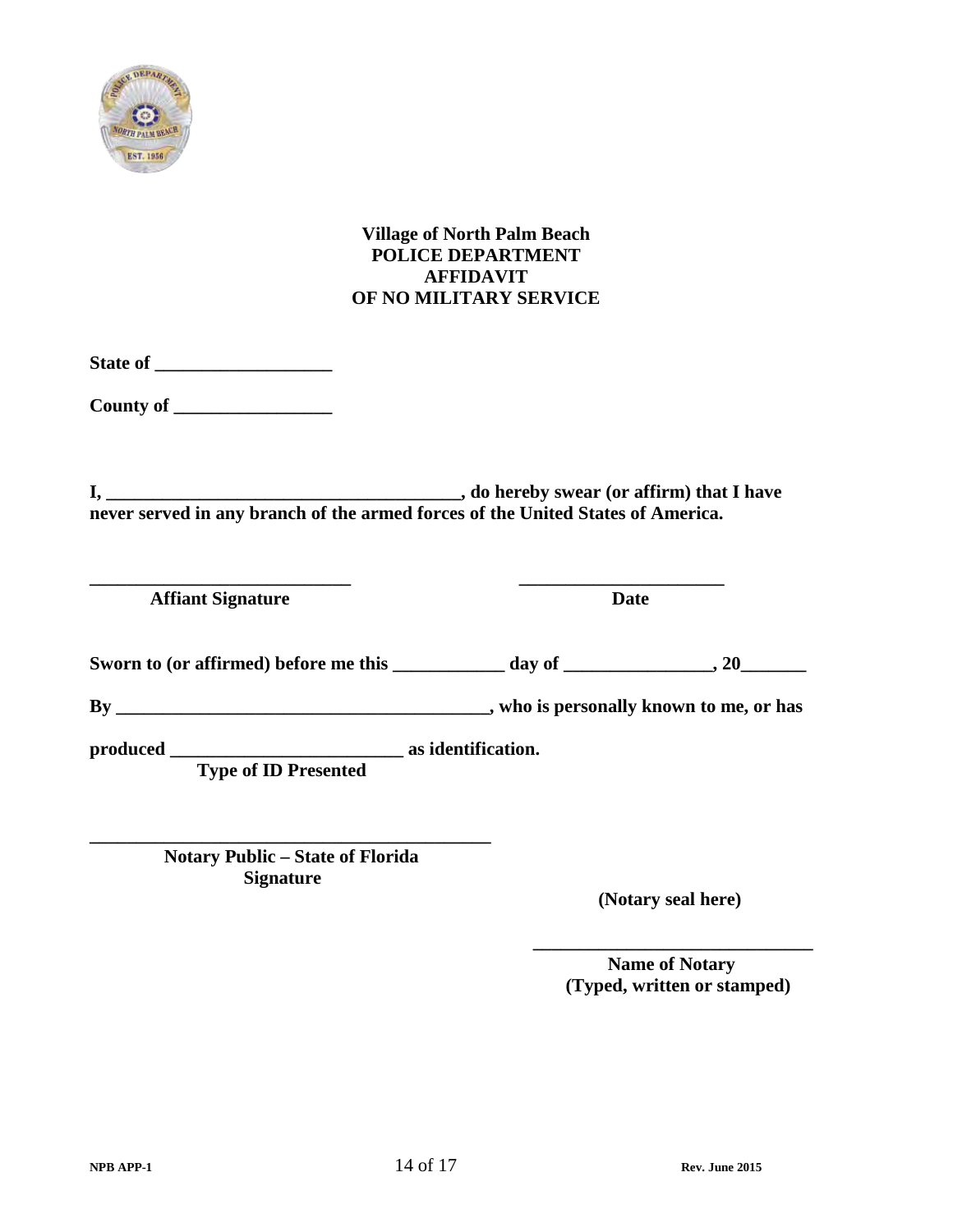**Village of North Palm Beach**
**POLICE DEPARTMENT**
**AFFIDAVIT**
**OF NO MILITARY SERVICE**

**State of ___________________**

**County of _________________**

**I, ______________________________________, do hereby swear (or affirm) that I have never served in any branch of the armed forces of the United States of America.**

**____________________________** **______________________**
**Affiant Signature** **Date**

**Sworn to (or affirmed) before me this ____________ day of ________________, 20_______**

**By ________________________________________, who is personally known to me, or has**

**produced _________________________ as identification.**
**Type of ID Presented**

**__________________________________________**
**Notary Public – State of Florida**
**Signature**

**(Notary seal here)**

**______________________________**
**Name of Notary**
**(Typed, written or stamped)**

**NPB APP-1** **Rev. June 2015**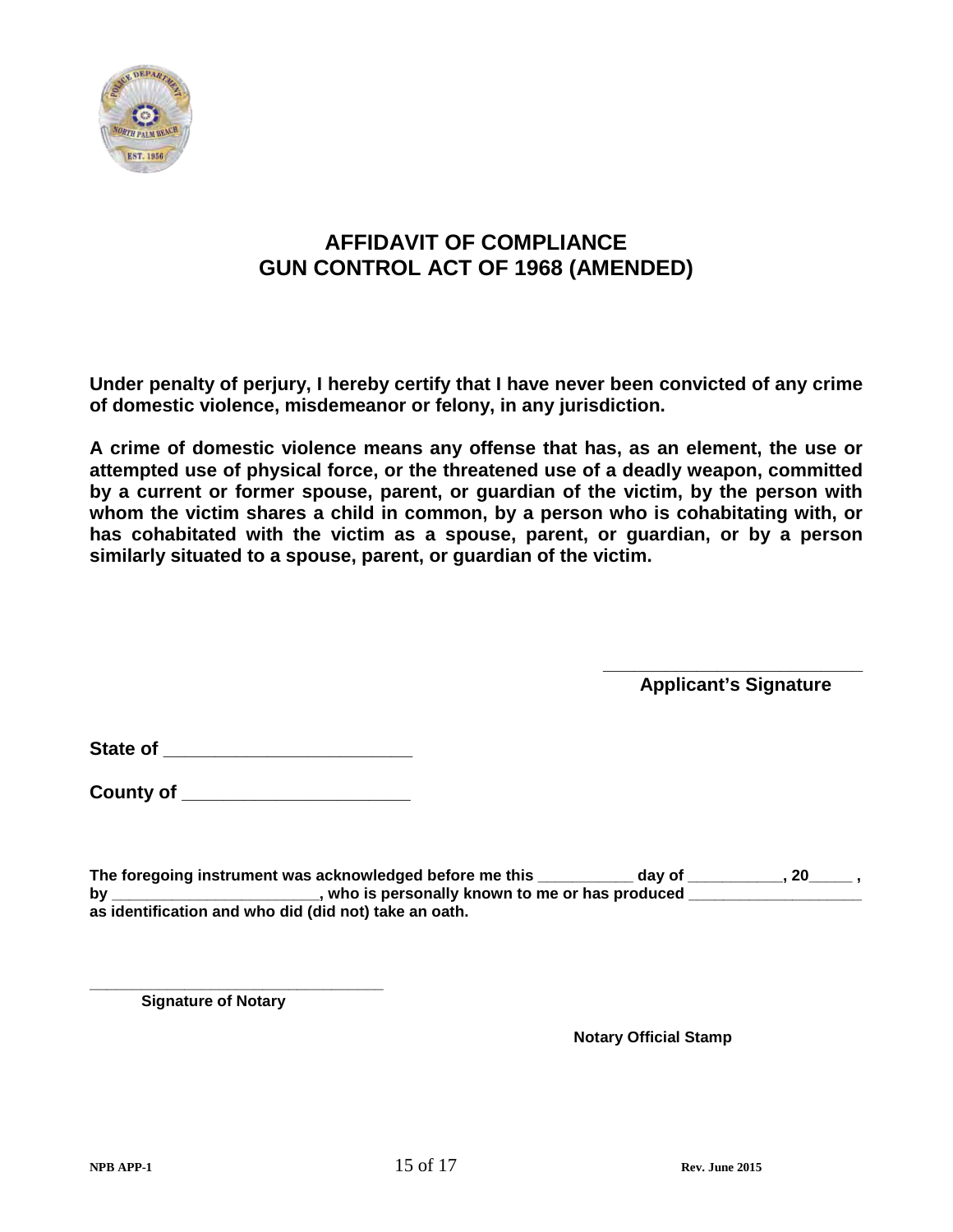# AFFIDAVIT OF COMPLIANCE
# GUN CONTROL ACT OF 1968 (AMENDED)

**Under penalty of perjury, I hereby certify that I have never been convicted of any crime of domestic violence, misdemeanor or felony, in any jurisdiction.**

**A crime of domestic violence means any offense that has, as an element, the use or attempted use of physical force, or the threatened use of a deadly weapon, committed by a current or former spouse, parent, or guardian of the victim, by the person with whom the victim shares a child in common, by a person who is cohabitating with, or has cohabitated with the victim as a spouse, parent, or guardian, or by a person similarly situated to a spouse, parent, or guardian of the victim.**

_________________________
**Applicant's Signature**

**State of** ________________________

**County of** ______________________

**The foregoing instrument was acknowledged before me this** ___________ **day of** ___________, **20**_____ **, by** ________________________, **who is personally known to me or has produced** ____________________ **as identification and who did (did not) take an oath.**

_________________________________
**Signature of Notary**

**Notary Official Stamp**

NPB APP-1 Rev. June 2015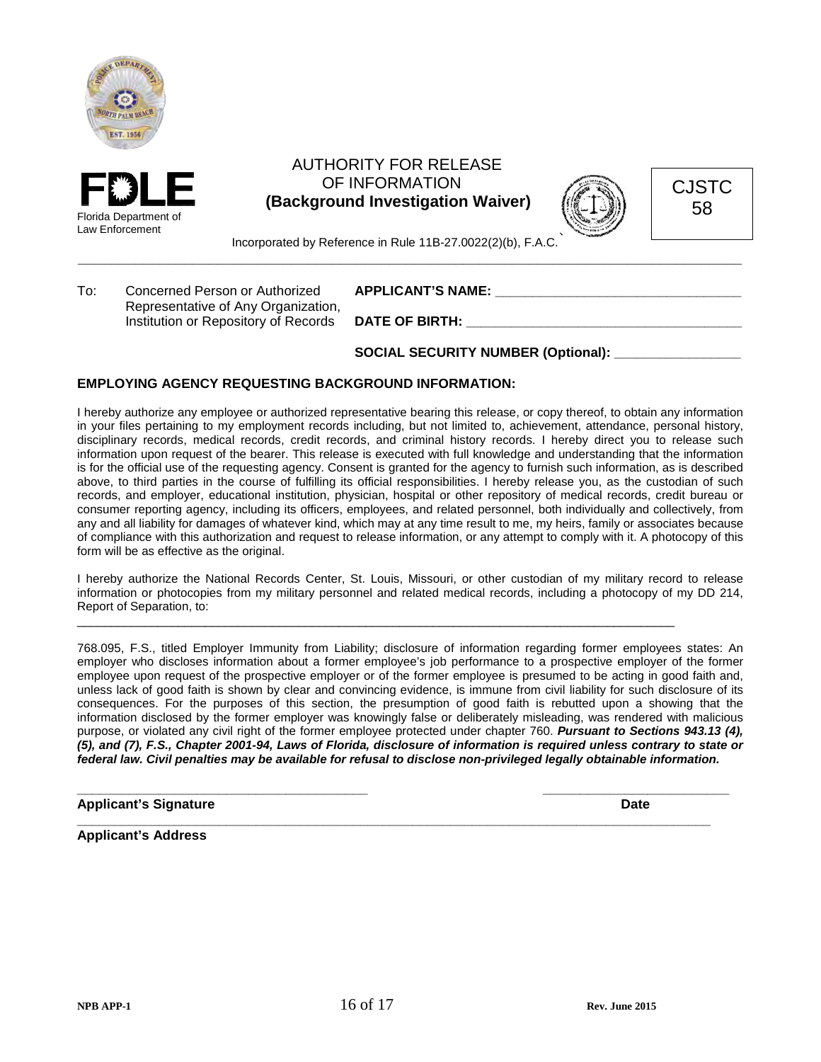FDLE

Florida Department of Law Enforcement

# AUTHORITY FOR RELEASE OF INFORMATION
## (Background Investigation Waiver)

CJSTC 58

Incorporated by Reference in Rule 11B-27.0022(2)(b), F.A.C.

To: Concerned Person or Authorized Representative of Any Organization, Institution or Repository of Records

**APPLICANT'S NAME:** ________________________________

**DATE OF BIRTH:** ____________________________________

**SOCIAL SECURITY NUMBER (Optional):** _________________

**EMPLOYING AGENCY REQUESTING BACKGROUND INFORMATION:**

I hereby authorize any employee or authorized representative bearing this release, or copy thereof, to obtain any information in your files pertaining to my employment records including, but not limited to, achievement, attendance, personal history, disciplinary records, medical records, credit records, and criminal history records. I hereby direct you to release such information upon request of the bearer. This release is executed with full knowledge and understanding that the information is for the official use of the requesting agency. Consent is granted for the agency to furnish such information, as is described above, to third parties in the course of fulfilling its official responsibilities. I hereby release you, as the custodian of such records, and employer, educational institution, physician, hospital or other repository of medical records, credit bureau or consumer reporting agency, including its officers, employees, and related personnel, both individually and collectively, from any and all liability for damages of whatever kind, which may at any time result to me, my heirs, family or associates because of compliance with this authorization and request to release information, or any attempt to comply with it. A photocopy of this form will be as effective as the original.

I hereby authorize the National Records Center, St. Louis, Missouri, or other custodian of my military record to release information or photocopies from my military personnel and related medical records, including a photocopy of my DD 214, Report of Separation, to:

_______________________________________________________________________________

768.095, F.S., titled Employer Immunity from Liability; disclosure of information regarding former employees states: An employer who discloses information about a former employee's job performance to a prospective employer of the former employee upon request of the prospective employer or of the former employee is presumed to be acting in good faith and, unless lack of good faith is shown by clear and convincing evidence, is immune from civil liability for such disclosure of its consequences. For the purposes of this section, the presumption of good faith is rebutted upon a showing that the information disclosed by the former employer was knowingly false or deliberately misleading, was rendered with malicious purpose, or violated any civil right of the former employee protected under chapter 760. ***Pursuant to Sections 943.13 (4), (5), and (7), F.S., Chapter 2001-94, Laws of Florida, disclosure of information is required unless contrary to state or federal law. Civil penalties may be available for refusal to disclose non-privileged legally obtainable information.***

_________________________________________ ___________________________

**Applicant's Signature** **Date**

_______________________________________________________________________________

**Applicant's Address**

NPB APP-1 Rev. June 2015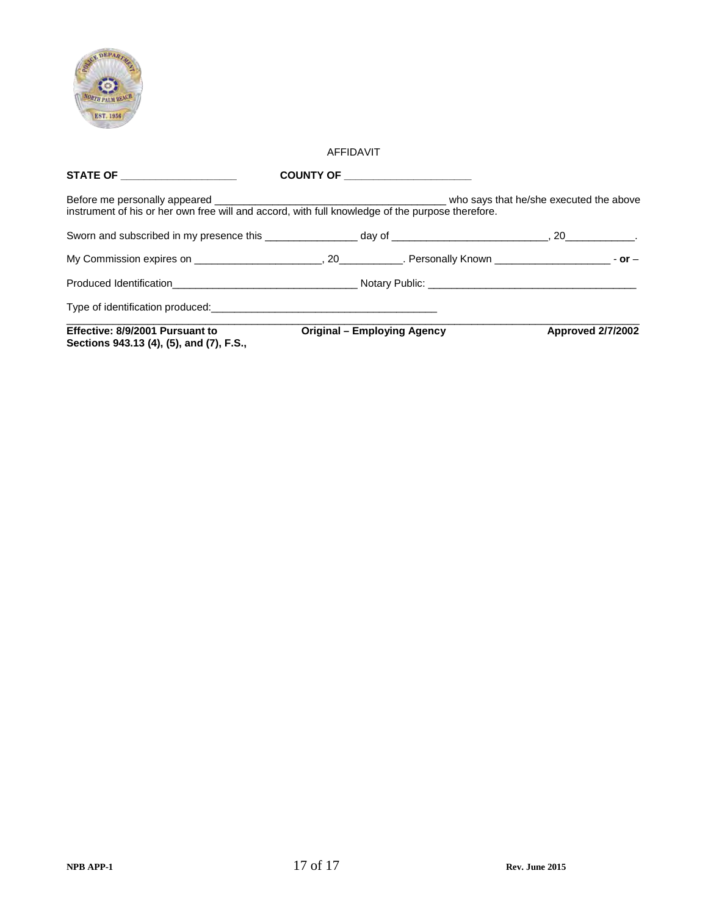AFFIDAVIT

**STATE OF ____________________** **COUNTY OF ______________________**

Before me personally appeared ________________________________________ who says that he/she executed the above instrument of his or her own free will and accord, with full knowledge of the purpose therefore.

Sworn and subscribed in my presence this ________________ day of ___________________________, 20____________.

My Commission expires on ______________________, 20___________. Personally Known ____________________ - **or** –

Produced Identification_________________________________ Notary Public: _____________________________________

Type of identification produced:________________________________________

**Effective: 8/9/2001 Pursuant to Sections 943.13 (4), (5), and (7), F.S.,** **Original – Employing Agency** **Approved 2/7/2002**

**NPB APP-1** **Rev. June 2015**